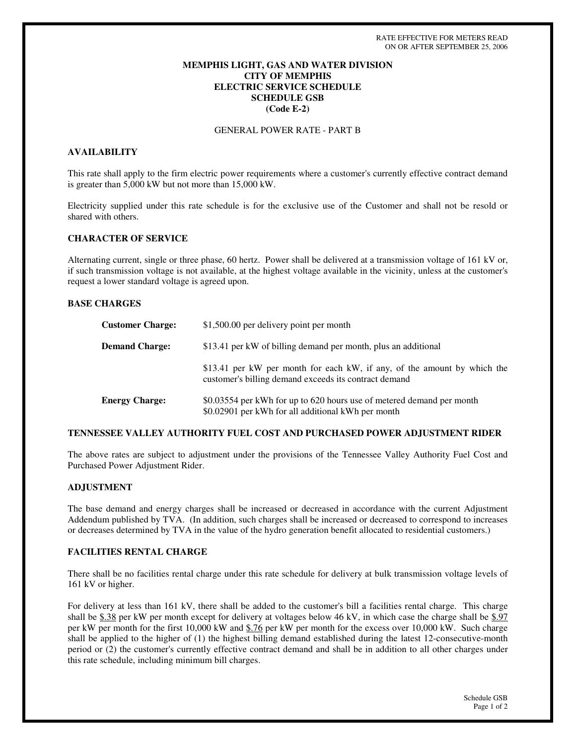RATE EFFECTIVE FOR METERS READ
ON OR AFTER SEPTEMBER 25, 2006

**MEMPHIS LIGHT, GAS AND WATER DIVISION**
**CITY OF MEMPHIS**
**ELECTRIC SERVICE SCHEDULE**
**SCHEDULE GSB**
**(Code E-2)**

GENERAL POWER RATE - PART B

## AVAILABILITY

This rate shall apply to the firm electric power requirements where a customer's currently effective contract demand is greater than 5,000 kW but not more than 15,000 kW.

Electricity supplied under this rate schedule is for the exclusive use of the Customer and shall not be resold or shared with others.

## CHARACTER OF SERVICE

Alternating current, single or three phase, 60 hertz. Power shall be delivered at a transmission voltage of 161 kV or, if such transmission voltage is not available, at the highest voltage available in the vicinity, unless at the customer's request a lower standard voltage is agreed upon.

## BASE CHARGES

**Customer Charge:** $1,500.00 per delivery point per month

**Demand Charge:** $13.41 per kW of billing demand per month, plus an additional

$13.41 per kW per month for each kW, if any, of the amount by which the customer's billing demand exceeds its contract demand

**Energy Charge:** $0.03554 per kWh for up to 620 hours use of metered demand per month
$0.02901 per kWh for all additional kWh per month

## TENNESSEE VALLEY AUTHORITY FUEL COST AND PURCHASED POWER ADJUSTMENT RIDER

The above rates are subject to adjustment under the provisions of the Tennessee Valley Authority Fuel Cost and Purchased Power Adjustment Rider.

## ADJUSTMENT

The base demand and energy charges shall be increased or decreased in accordance with the current Adjustment Addendum published by TVA. (In addition, such charges shall be increased or decreased to correspond to increases or decreases determined by TVA in the value of the hydro generation benefit allocated to residential customers.)

## FACILITIES RENTAL CHARGE

There shall be no facilities rental charge under this rate schedule for delivery at bulk transmission voltage levels of 161 kV or higher.

For delivery at less than 161 kV, there shall be added to the customer's bill a facilities rental charge. This charge shall be $.38 per kW per month except for delivery at voltages below 46 kV, in which case the charge shall be $.97 per kW per month for the first 10,000 kW and $.76 per kW per month for the excess over 10,000 kW. Such charge shall be applied to the higher of (1) the highest billing demand established during the latest 12-consecutive-month period or (2) the customer's currently effective contract demand and shall be in addition to all other charges under this rate schedule, including minimum bill charges.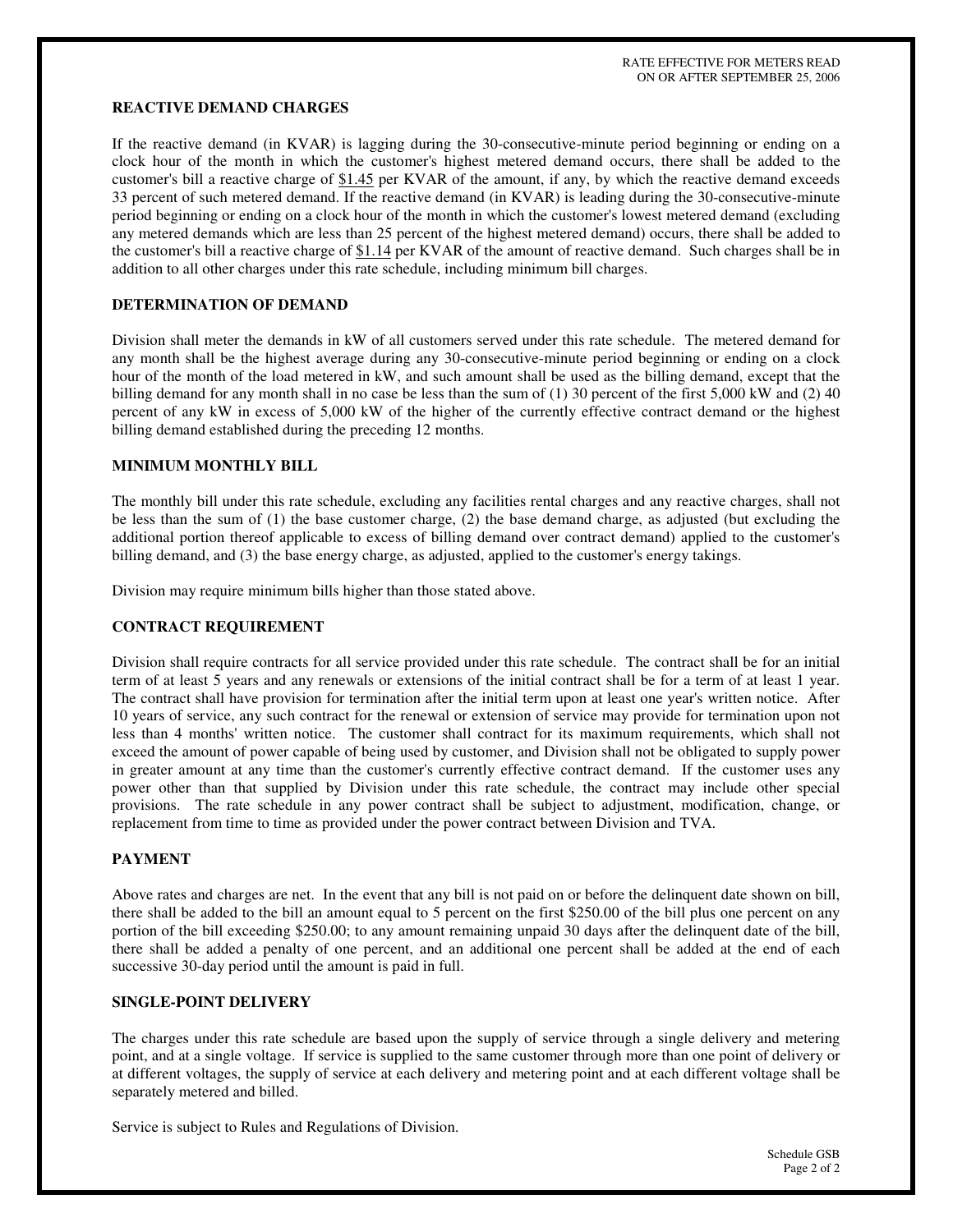RATE EFFECTIVE FOR METERS READ
ON OR AFTER SEPTEMBER 25, 2006

## REACTIVE DEMAND CHARGES

If the reactive demand (in KVAR) is lagging during the 30-consecutive-minute period beginning or ending on a clock hour of the month in which the customer's highest metered demand occurs, there shall be added to the customer's bill a reactive charge of $1.45 per KVAR of the amount, if any, by which the reactive demand exceeds 33 percent of such metered demand. If the reactive demand (in KVAR) is leading during the 30-consecutive-minute period beginning or ending on a clock hour of the month in which the customer's lowest metered demand (excluding any metered demands which are less than 25 percent of the highest metered demand) occurs, there shall be added to the customer's bill a reactive charge of $1.14 per KVAR of the amount of reactive demand. Such charges shall be in addition to all other charges under this rate schedule, including minimum bill charges.

## DETERMINATION OF DEMAND

Division shall meter the demands in kW of all customers served under this rate schedule. The metered demand for any month shall be the highest average during any 30-consecutive-minute period beginning or ending on a clock hour of the month of the load metered in kW, and such amount shall be used as the billing demand, except that the billing demand for any month shall in no case be less than the sum of (1) 30 percent of the first 5,000 kW and (2) 40 percent of any kW in excess of 5,000 kW of the higher of the currently effective contract demand or the highest billing demand established during the preceding 12 months.

## MINIMUM MONTHLY BILL

The monthly bill under this rate schedule, excluding any facilities rental charges and any reactive charges, shall not be less than the sum of (1) the base customer charge, (2) the base demand charge, as adjusted (but excluding the additional portion thereof applicable to excess of billing demand over contract demand) applied to the customer's billing demand, and (3) the base energy charge, as adjusted, applied to the customer's energy takings.

Division may require minimum bills higher than those stated above.

## CONTRACT REQUIREMENT

Division shall require contracts for all service provided under this rate schedule. The contract shall be for an initial term of at least 5 years and any renewals or extensions of the initial contract shall be for a term of at least 1 year. The contract shall have provision for termination after the initial term upon at least one year's written notice. After 10 years of service, any such contract for the renewal or extension of service may provide for termination upon not less than 4 months' written notice. The customer shall contract for its maximum requirements, which shall not exceed the amount of power capable of being used by customer, and Division shall not be obligated to supply power in greater amount at any time than the customer's currently effective contract demand. If the customer uses any power other than that supplied by Division under this rate schedule, the contract may include other special provisions. The rate schedule in any power contract shall be subject to adjustment, modification, change, or replacement from time to time as provided under the power contract between Division and TVA.

## PAYMENT

Above rates and charges are net. In the event that any bill is not paid on or before the delinquent date shown on bill, there shall be added to the bill an amount equal to 5 percent on the first $250.00 of the bill plus one percent on any portion of the bill exceeding $250.00; to any amount remaining unpaid 30 days after the delinquent date of the bill, there shall be added a penalty of one percent, and an additional one percent shall be added at the end of each successive 30-day period until the amount is paid in full.

## SINGLE-POINT DELIVERY

The charges under this rate schedule are based upon the supply of service through a single delivery and metering point, and at a single voltage. If service is supplied to the same customer through more than one point of delivery or at different voltages, the supply of service at each delivery and metering point and at each different voltage shall be separately metered and billed.

Service is subject to Rules and Regulations of Division.

Schedule GSB